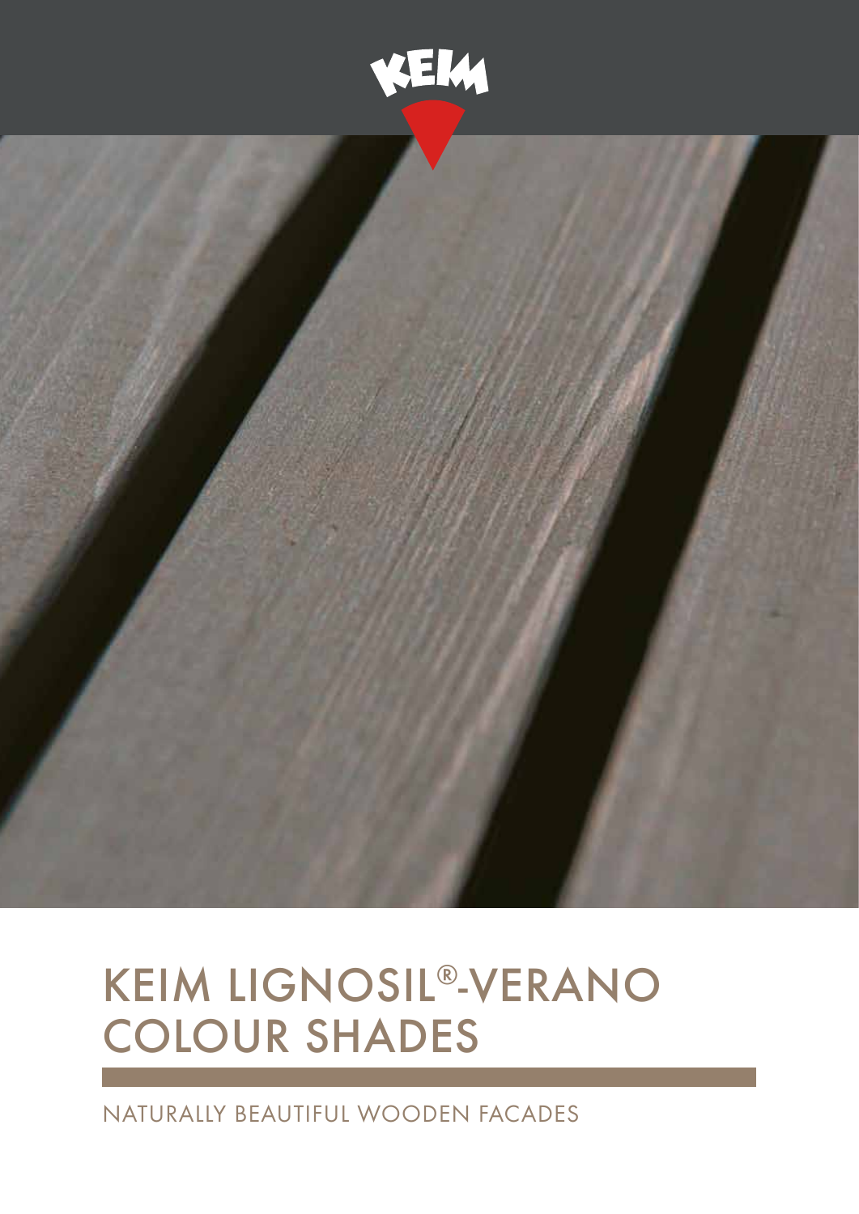# KEIM LIGNOSIL®-VERANO COLOUR SHADES

NATURALLY BEAUTIFUL WOODEN FACADES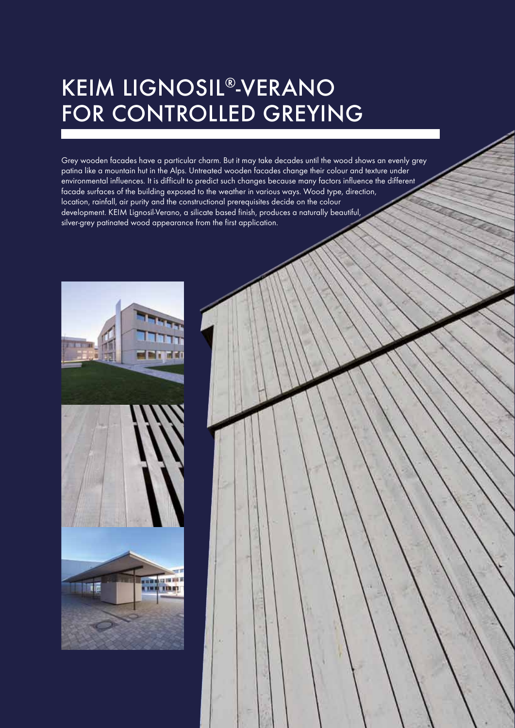# KEIM LIGNOSIL®-VERANO FOR CONTROLLED GREYING

Grey wooden facades have a particular charm. But it may take decades until the wood shows an evenly grey patina like a mountain hut in the Alps. Untreated wooden facades change their colour and texture under environmental influences. It is difficult to predict such changes because many factors influence the different facade surfaces of the building exposed to the weather in various ways. Wood type, direction, location, rainfall, air purity and the constructional prerequisites decide on the colour development. KEIM Lignosil-Verano, a silicate based finish, produces a naturally beautiful, silver-grey patinated wood appearance from the first application.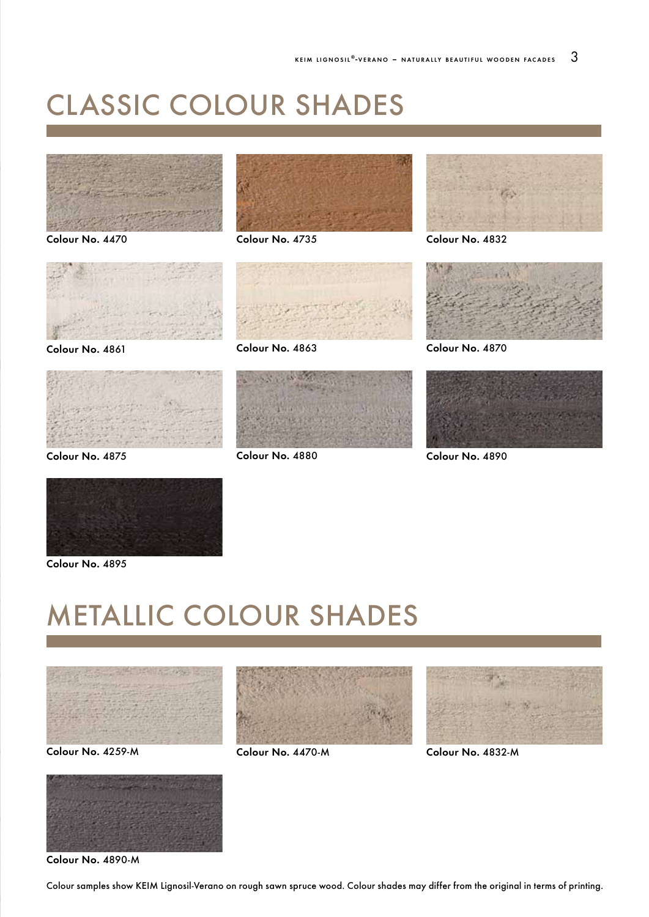# CLASSIC COLOUR SHADES

**Colour No.** 4470

**Colour No.** 4735

**Colour No.** 4832

**Colour No.** 4861

**Colour No.** 4863

**Colour No.** 4870

**Colour No.** 4875

**Colour No.** 4880

**Colour No.** 4890

**Colour No.** 4895

# METALLIC COLOUR SHADES

**Colour No.** 4259-M

**Colour No.** 4470-M

**Colour No.** 4832-M

**Colour No.** 4890-M

Colour samples show KEIM Lignosil-Verano on rough sawn spruce wood. Colour shades may differ from the original in terms of printing.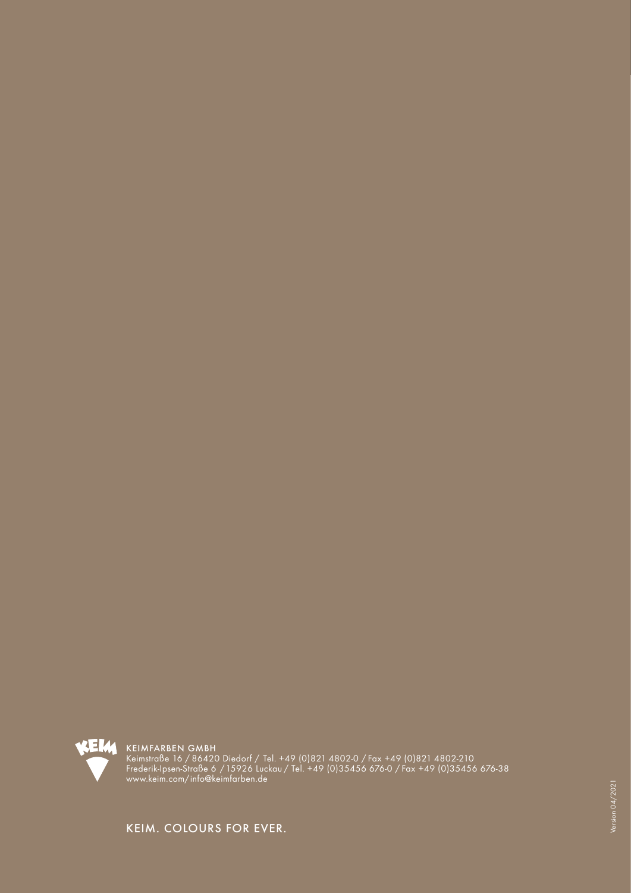KEIMFARBEN GMBH
Keimstraße 16 / 86420 Diedorf / Tel. +49 (0)821 4802-0 / Fax +49 (0)821 4802-210
Frederik-Ipsen-Straße 6 / 15926 Luckau / Tel. +49 (0)35456 676-0 / Fax +49 (0)35456 676-38
www.keim.com/info@keimfarben.de

KEIM. COLOURS FOR EVER.

Version 04/2021